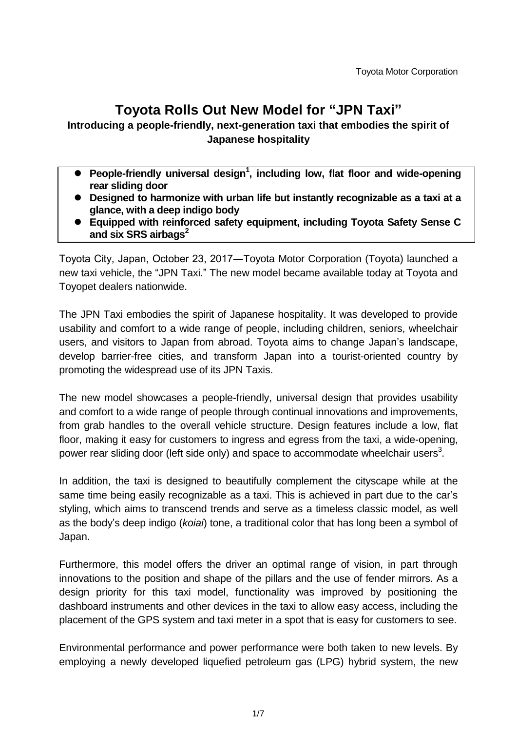Toyota Motor Corporation

# Toyota Rolls Out New Model for "JPN Taxi"

### Introducing a people-friendly, next-generation taxi that embodies the spirit of Japanese hospitality

- **People-friendly universal design[1], including low, flat floor and wide-opening rear sliding door**
- **Designed to harmonize with urban life but instantly recognizable as a taxi at a glance, with a deep indigo body**
- **Equipped with reinforced safety equipment, including Toyota Safety Sense C and six SRS airbags[2]**

Toyota City, Japan, October 23, 2017—Toyota Motor Corporation (Toyota) launched a new taxi vehicle, the "JPN Taxi." The new model became available today at Toyota and Toyopet dealers nationwide.

The JPN Taxi embodies the spirit of Japanese hospitality. It was developed to provide usability and comfort to a wide range of people, including children, seniors, wheelchair users, and visitors to Japan from abroad. Toyota aims to change Japan's landscape, develop barrier-free cities, and transform Japan into a tourist-oriented country by promoting the widespread use of its JPN Taxis.

The new model showcases a people-friendly, universal design that provides usability and comfort to a wide range of people through continual innovations and improvements, from grab handles to the overall vehicle structure. Design features include a low, flat floor, making it easy for customers to ingress and egress from the taxi, a wide-opening, power rear sliding door (left side only) and space to accommodate wheelchair users[3].

In addition, the taxi is designed to beautifully complement the cityscape while at the same time being easily recognizable as a taxi. This is achieved in part due to the car's styling, which aims to transcend trends and serve as a timeless classic model, as well as the body's deep indigo (*koiai*) tone, a traditional color that has long been a symbol of Japan.

Furthermore, this model offers the driver an optimal range of vision, in part through innovations to the position and shape of the pillars and the use of fender mirrors. As a design priority for this taxi model, functionality was improved by positioning the dashboard instruments and other devices in the taxi to allow easy access, including the placement of the GPS system and taxi meter in a spot that is easy for customers to see.

Environmental performance and power performance were both taken to new levels. By employing a newly developed liquefied petroleum gas (LPG) hybrid system, the new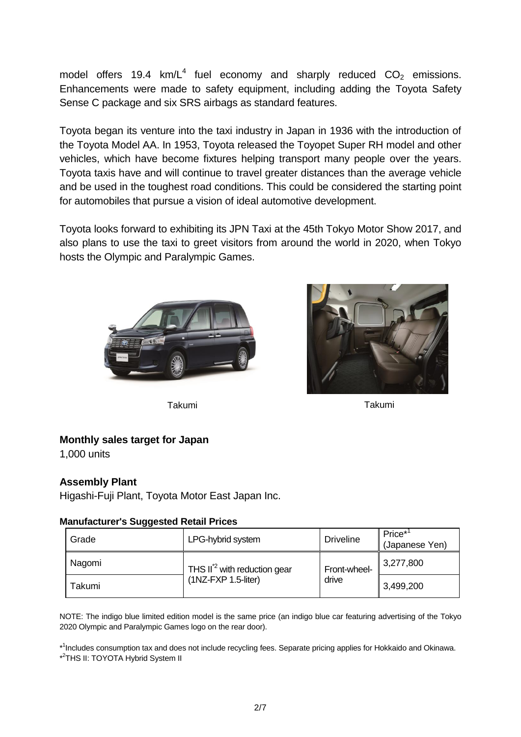model offers 19.4 km/L[4] fuel economy and sharply reduced $CO_2$ emissions. Enhancements were made to safety equipment, including adding the Toyota Safety Sense C package and six SRS airbags as standard features.

Toyota began its venture into the taxi industry in Japan in 1936 with the introduction of the Toyota Model AA. In 1953, Toyota released the Toyopet Super RH model and other vehicles, which have become fixtures helping transport many people over the years. Toyota taxis have and will continue to travel greater distances than the average vehicle and be used in the toughest road conditions. This could be considered the starting point for automobiles that pursue a vision of ideal automotive development.

Toyota looks forward to exhibiting its JPN Taxi at the 45th Tokyo Motor Show 2017, and also plans to use the taxi to greet visitors from around the world in 2020, when Tokyo hosts the Olympic and Paralympic Games.

Takumi

Takumi

**Monthly sales target for Japan**

1,000 units

**Assembly Plant**

Higashi-Fuji Plant, Toyota Motor East Japan Inc.

**Manufacturer's Suggested Retail Prices**

| Grade | LPG-hybrid system | Driveline | Price*[1] (Japanese Yen) |
| --- | --- | --- | --- |
| Nagomi | THS II*[2] with reduction gear (1NZ-FXP 1.5-liter) | Front-wheel-drive | 3,277,800 |
| Takumi | | | 3,499,200 |

NOTE: The indigo blue limited edition model is the same price (an indigo blue car featuring advertising of the Tokyo 2020 Olympic and Paralympic Games logo on the rear door).

*[1]Includes consumption tax and does not include recycling fees. Separate pricing applies for Hokkaido and Okinawa.

*[2]THS II: TOYOTA Hybrid System II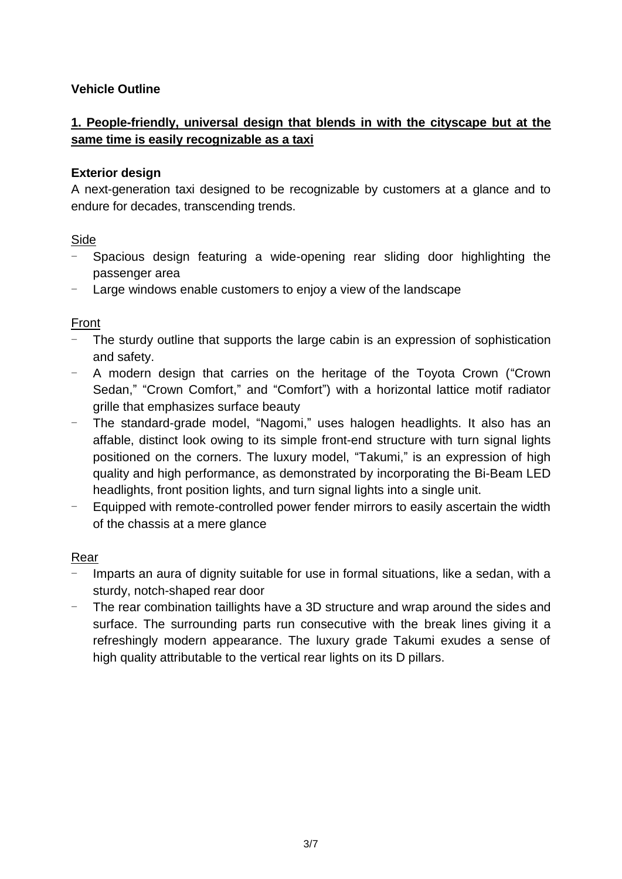**Vehicle Outline**

**1. People-friendly, universal design that blends in with the cityscape but at the same time is easily recognizable as a taxi**

**Exterior design**

A next-generation taxi designed to be recognizable by customers at a glance and to endure for decades, transcending trends.

Side

- Spacious design featuring a wide-opening rear sliding door highlighting the passenger area
- Large windows enable customers to enjoy a view of the landscape

Front

- The sturdy outline that supports the large cabin is an expression of sophistication and safety.
- A modern design that carries on the heritage of the Toyota Crown ("Crown Sedan," "Crown Comfort," and "Comfort") with a horizontal lattice motif radiator grille that emphasizes surface beauty
- The standard-grade model, "Nagomi," uses halogen headlights. It also has an affable, distinct look owing to its simple front-end structure with turn signal lights positioned on the corners. The luxury model, "Takumi," is an expression of high quality and high performance, as demonstrated by incorporating the Bi-Beam LED headlights, front position lights, and turn signal lights into a single unit.
- Equipped with remote-controlled power fender mirrors to easily ascertain the width of the chassis at a mere glance

Rear

- Imparts an aura of dignity suitable for use in formal situations, like a sedan, with a sturdy, notch-shaped rear door
- The rear combination taillights have a 3D structure and wrap around the sides and surface. The surrounding parts run consecutive with the break lines giving it a refreshingly modern appearance. The luxury grade Takumi exudes a sense of high quality attributable to the vertical rear lights on its D pillars.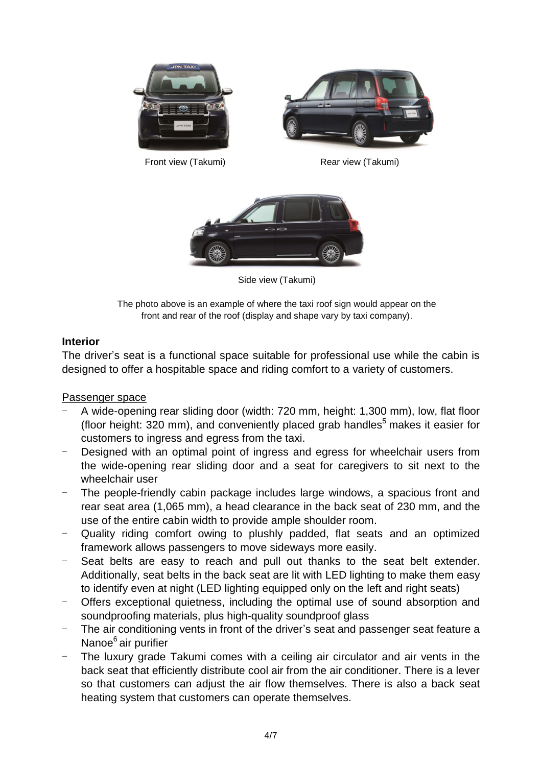Front view (Takumi)

Rear view (Takumi)

Side view (Takumi)

The photo above is an example of where the taxi roof sign would appear on the front and rear of the roof (display and shape vary by taxi company).

**Interior**

The driver's seat is a functional space suitable for professional use while the cabin is designed to offer a hospitable space and riding comfort to a variety of customers.

Passenger space

- A wide-opening rear sliding door (width: 720 mm, height: 1,300 mm), low, flat floor (floor height: 320 mm), and conveniently placed grab handles[5] makes it easier for customers to ingress and egress from the taxi.
- Designed with an optimal point of ingress and egress for wheelchair users from the wide-opening rear sliding door and a seat for caregivers to sit next to the wheelchair user
- The people-friendly cabin package includes large windows, a spacious front and rear seat area (1,065 mm), a head clearance in the back seat of 230 mm, and the use of the entire cabin width to provide ample shoulder room.
- Quality riding comfort owing to plushly padded, flat seats and an optimized framework allows passengers to move sideways more easily.
- Seat belts are easy to reach and pull out thanks to the seat belt extender. Additionally, seat belts in the back seat are lit with LED lighting to make them easy to identify even at night (LED lighting equipped only on the left and right seats)
- Offers exceptional quietness, including the optimal use of sound absorption and soundproofing materials, plus high-quality soundproof glass
- The air conditioning vents in front of the driver's seat and passenger seat feature a Nanoe[6] air purifier
- The luxury grade Takumi comes with a ceiling air circulator and air vents in the back seat that efficiently distribute cool air from the air conditioner. There is a lever so that customers can adjust the air flow themselves. There is also a back seat heating system that customers can operate themselves.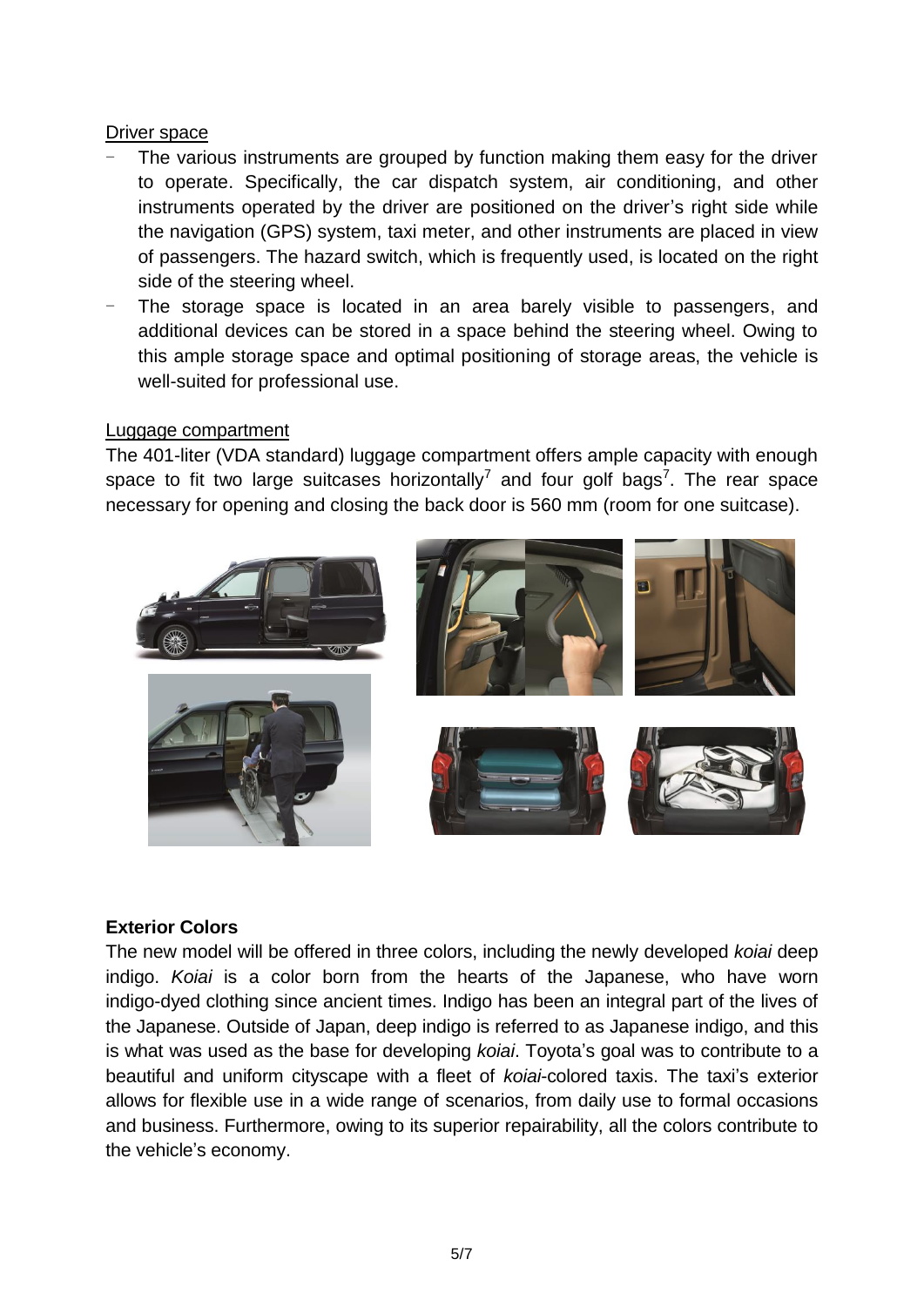Driver space

- The various instruments are grouped by function making them easy for the driver to operate. Specifically, the car dispatch system, air conditioning, and other instruments operated by the driver are positioned on the driver's right side while the navigation (GPS) system, taxi meter, and other instruments are placed in view of passengers. The hazard switch, which is frequently used, is located on the right side of the steering wheel.
- The storage space is located in an area barely visible to passengers, and additional devices can be stored in a space behind the steering wheel. Owing to this ample storage space and optimal positioning of storage areas, the vehicle is well-suited for professional use.

Luggage compartment

The 401-liter (VDA standard) luggage compartment offers ample capacity with enough space to fit two large suitcases horizontally[7] and four golf bags[7]. The rear space necessary for opening and closing the back door is 560 mm (room for one suitcase).

**Exterior Colors**

The new model will be offered in three colors, including the newly developed *koiai* deep indigo. *Koiai* is a color born from the hearts of the Japanese, who have worn indigo-dyed clothing since ancient times. Indigo has been an integral part of the lives of the Japanese. Outside of Japan, deep indigo is referred to as Japanese indigo, and this is what was used as the base for developing *koiai*. Toyota's goal was to contribute to a beautiful and uniform cityscape with a fleet of *koiai*-colored taxis. The taxi's exterior allows for flexible use in a wide range of scenarios, from daily use to formal occasions and business. Furthermore, owing to its superior repairability, all the colors contribute to the vehicle's economy.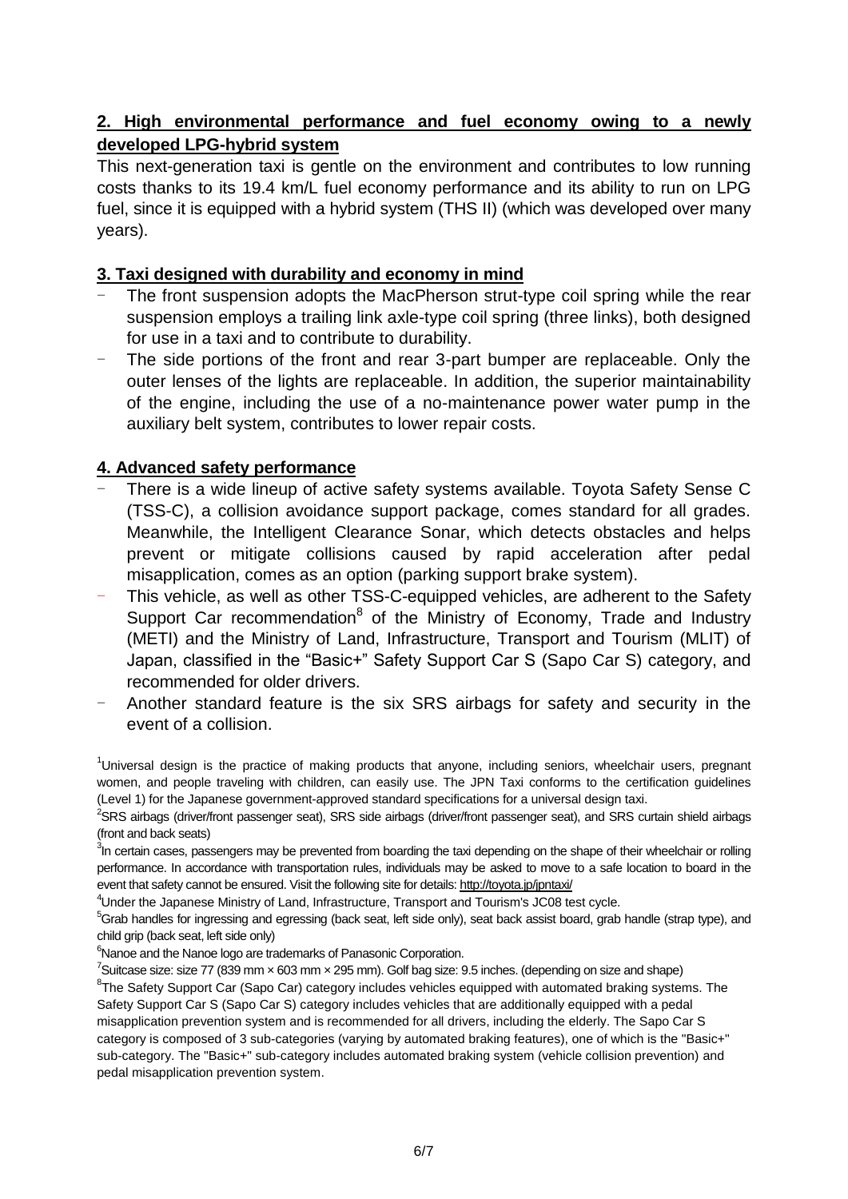**2. High environmental performance and fuel economy owing to a newly developed LPG-hybrid system**

This next-generation taxi is gentle on the environment and contributes to low running costs thanks to its 19.4 km/L fuel economy performance and its ability to run on LPG fuel, since it is equipped with a hybrid system (THS II) (which was developed over many years).

**3. Taxi designed with durability and economy in mind**

- The front suspension adopts the MacPherson strut-type coil spring while the rear suspension employs a trailing link axle-type coil spring (three links), both designed for use in a taxi and to contribute to durability.
- The side portions of the front and rear 3-part bumper are replaceable. Only the outer lenses of the lights are replaceable. In addition, the superior maintainability of the engine, including the use of a no-maintenance power water pump in the auxiliary belt system, contributes to lower repair costs.

**4. Advanced safety performance**

- There is a wide lineup of active safety systems available. Toyota Safety Sense C (TSS-C), a collision avoidance support package, comes standard for all grades. Meanwhile, the Intelligent Clearance Sonar, which detects obstacles and helps prevent or mitigate collisions caused by rapid acceleration after pedal misapplication, comes as an option (parking support brake system).
- This vehicle, as well as other TSS-C-equipped vehicles, are adherent to the Safety Support Car recommendation[8] of the Ministry of Economy, Trade and Industry (METI) and the Ministry of Land, Infrastructure, Transport and Tourism (MLIT) of Japan, classified in the "Basic+" Safety Support Car S (Sapo Car S) category, and recommended for older drivers.
- Another standard feature is the six SRS airbags for safety and security in the event of a collision.

[1]Universal design is the practice of making products that anyone, including seniors, wheelchair users, pregnant women, and people traveling with children, can easily use. The JPN Taxi conforms to the certification guidelines (Level 1) for the Japanese government-approved standard specifications for a universal design taxi.

[2]SRS airbags (driver/front passenger seat), SRS side airbags (driver/front passenger seat), and SRS curtain shield airbags (front and back seats)

[3]In certain cases, passengers may be prevented from boarding the taxi depending on the shape of their wheelchair or rolling performance. In accordance with transportation rules, individuals may be asked to move to a safe location to board in the event that safety cannot be ensured. Visit the following site for details: http://toyota.jp/jpntaxi/

[4]Under the Japanese Ministry of Land, Infrastructure, Transport and Tourism's JC08 test cycle.

[5]Grab handles for ingressing and egressing (back seat, left side only), seat back assist board, grab handle (strap type), and child grip (back seat, left side only)

[6]Nanoe and the Nanoe logo are trademarks of Panasonic Corporation.

[7]Suitcase size: size 77 (839 mm × 603 mm × 295 mm). Golf bag size: 9.5 inches. (depending on size and shape)

[8]The Safety Support Car (Sapo Car) category includes vehicles equipped with automated braking systems. The Safety Support Car S (Sapo Car S) category includes vehicles that are additionally equipped with a pedal misapplication prevention system and is recommended for all drivers, including the elderly. The Sapo Car S category is composed of 3 sub-categories (varying by automated braking features), one of which is the "Basic+" sub-category. The "Basic+" sub-category includes automated braking system (vehicle collision prevention) and pedal misapplication prevention system.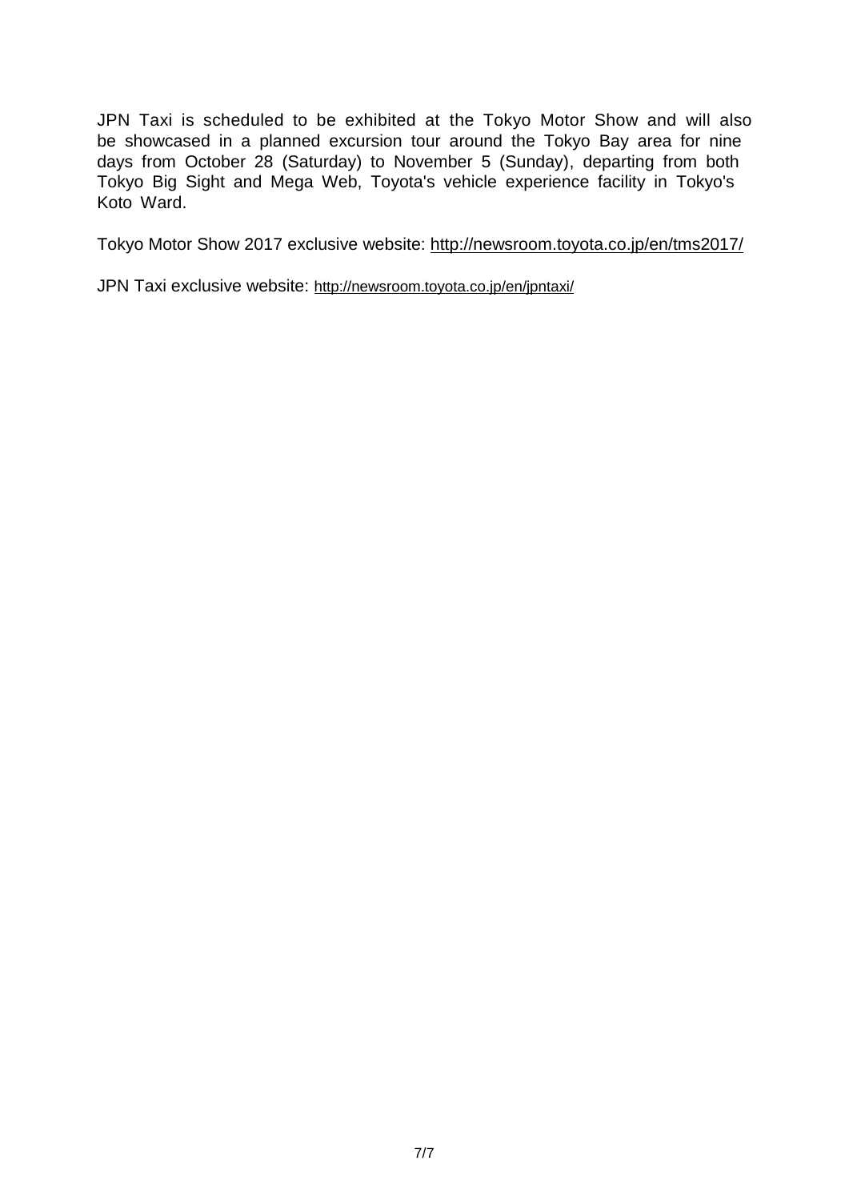JPN Taxi is scheduled to be exhibited at the Tokyo Motor Show and will also be showcased in a planned excursion tour around the Tokyo Bay area for nine days from October 28 (Saturday) to November 5 (Sunday), departing from both Tokyo Big Sight and Mega Web, Toyota's vehicle experience facility in Tokyo's Koto Ward.

Tokyo Motor Show 2017 exclusive website: http://newsroom.toyota.co.jp/en/tms2017/

JPN Taxi exclusive website: http://newsroom.toyota.co.jp/en/jpntaxi/